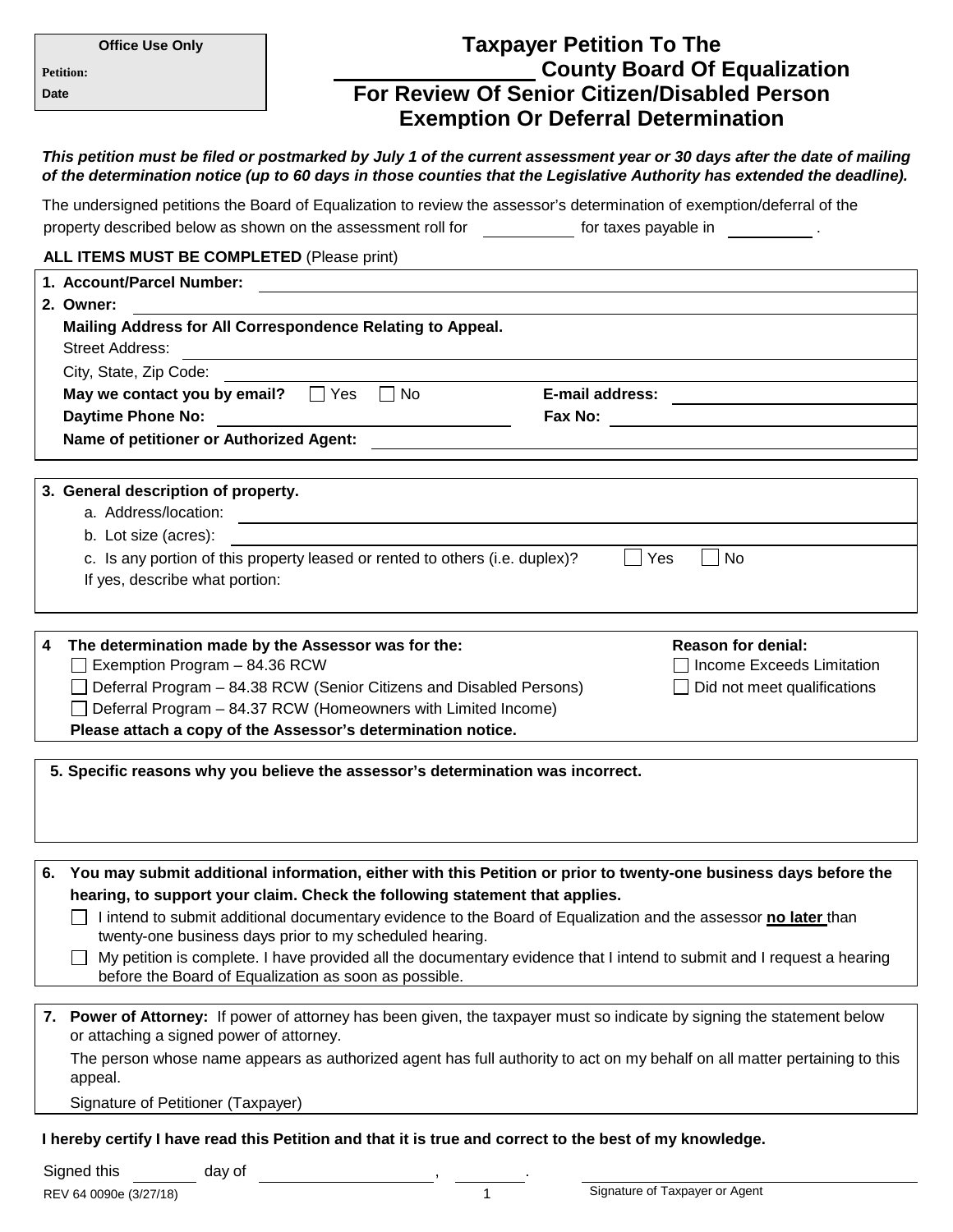**Office Use Only**

**Petition:**

**Date**

# Taxpayer Petition To The ________________ County Board Of Equalization For Review Of Senior Citizen/Disabled Person Exemption Or Deferral Determination

***This petition must be filed or postmarked by July 1 of the current assessment year or 30 days after the date of mailing of the determination notice (up to 60 days in those counties that the Legislative Authority has extended the deadline).***

The undersigned petitions the Board of Equalization to review the assessor's determination of exemption/deferral of the property described below as shown on the assessment roll for __________ for taxes payable in __________ .

**ALL ITEMS MUST BE COMPLETED** (Please print)

**1. Account/Parcel Number:** ____________________

**2. Owner:** ____________________

**Mailing Address for All Correspondence Relating to Appeal.**

Street Address: ____________________

City, State, Zip Code: ____________________

**May we contact you by email?** ☐ Yes ☐ No **E-mail address:** ____________________

**Daytime Phone No:** ____________________ **Fax No:** ____________________

**Name of petitioner or Authorized Agent:** ____________________

**3. General description of property.**

a. Address/location: ____________________

b. Lot size (acres): ____________________

c. Is any portion of this property leased or rented to others (i.e. duplex)? ☐ Yes ☐ No

If yes, describe what portion:

**4 The determination made by the Assessor was for the:**

☐ Exemption Program – 84.36 RCW

☐ Deferral Program – 84.38 RCW (Senior Citizens and Disabled Persons)

☐ Deferral Program – 84.37 RCW (Homeowners with Limited Income)

**Please attach a copy of the Assessor's determination notice.**

**Reason for denial:**

☐ Income Exceeds Limitation

☐ Did not meet qualifications

**5. Specific reasons why you believe the assessor's determination was incorrect.**

**6. You may submit additional information, either with this Petition or prior to twenty-one business days before the hearing, to support your claim. Check the following statement that applies.**

☐ I intend to submit additional documentary evidence to the Board of Equalization and the assessor <u>**no later**</u> than twenty-one business days prior to my scheduled hearing.

☐ My petition is complete. I have provided all the documentary evidence that I intend to submit and I request a hearing before the Board of Equalization as soon as possible.

**7. Power of Attorney:** If power of attorney has been given, the taxpayer must so indicate by signing the statement below or attaching a signed power of attorney.

The person whose name appears as authorized agent has full authority to act on my behalf on all matter pertaining to this appeal.

Signature of Petitioner (Taxpayer)

**I hereby certify I have read this Petition and that it is true and correct to the best of my knowledge.**

Signed this ________ day of ____________________, ________.

____________________
Signature of Taxpayer or Agent

REV 64 0090e (3/27/18)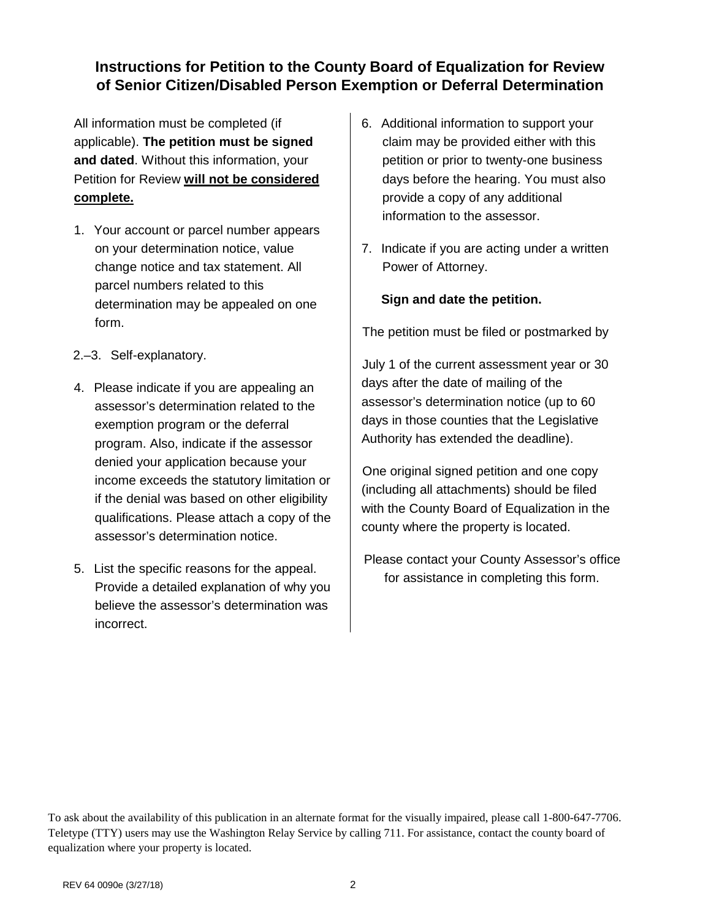## Instructions for Petition to the County Board of Equalization for Review of Senior Citizen/Disabled Person Exemption or Deferral Determination

All information must be completed (if applicable). **The petition must be signed and dated**. Without this information, your Petition for Review **will not be considered complete.**

1. Your account or parcel number appears on your determination notice, value change notice and tax statement. All parcel numbers related to this determination may be appealed on one form.

2.–3. Self-explanatory.

4. Please indicate if you are appealing an assessor's determination related to the exemption program or the deferral program. Also, indicate if the assessor denied your application because your income exceeds the statutory limitation or if the denial was based on other eligibility qualifications. Please attach a copy of the assessor's determination notice.

5. List the specific reasons for the appeal. Provide a detailed explanation of why you believe the assessor's determination was incorrect.

6. Additional information to support your claim may be provided either with this petition or prior to twenty-one business days before the hearing. You must also provide a copy of any additional information to the assessor.

7. Indicate if you are acting under a written Power of Attorney.

**Sign and date the petition.**

The petition must be filed or postmarked by

July 1 of the current assessment year or 30 days after the date of mailing of the assessor's determination notice (up to 60 days in those counties that the Legislative Authority has extended the deadline).

One original signed petition and one copy (including all attachments) should be filed with the County Board of Equalization in the county where the property is located.

Please contact your County Assessor's office for assistance in completing this form.

To ask about the availability of this publication in an alternate format for the visually impaired, please call 1-800-647-7706. Teletype (TTY) users may use the Washington Relay Service by calling 711. For assistance, contact the county board of equalization where your property is located.

REV 64 0090e (3/27/18)